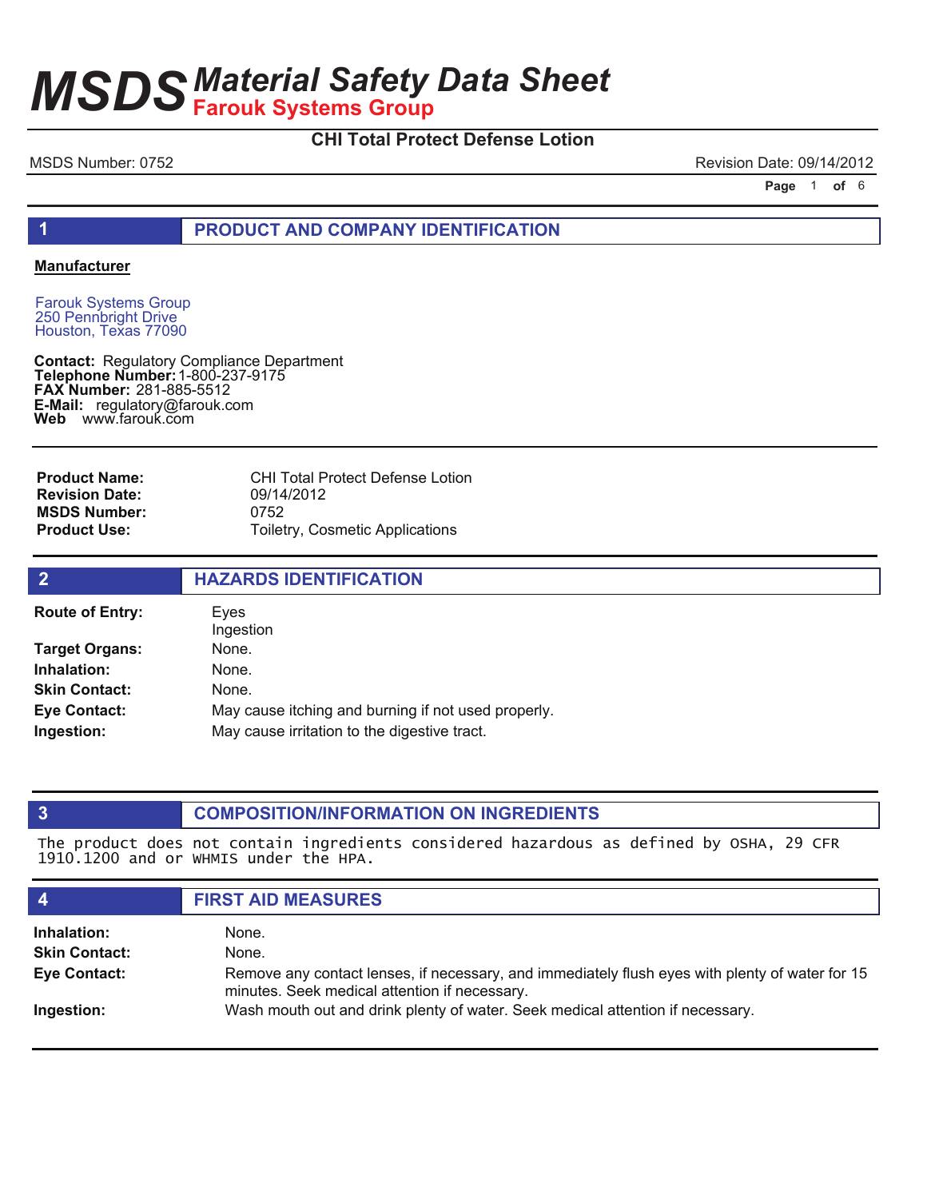# MSDS Material Safety Data Sheet
## Farouk Systems Group

**CHI Total Protect Defense Lotion**

MSDS Number: 0752

Revision Date: 09/14/2012

## 1 PRODUCT AND COMPANY IDENTIFICATION

**Manufacturer**

Farouk Systems Group
250 Pennbright Drive
Houston, Texas 77090

**Contact:** Regulatory Compliance Department
**Telephone Number:** 1-800-237-9175
**FAX Number:** 281-885-5512
**E-Mail:** regulatory@farouk.com
**Web** www.farouk.com

| | |
|---|---|
| **Product Name:** | CHI Total Protect Defense Lotion |
| **Revision Date:** | 09/14/2012 |
| **MSDS Number:** | 0752 |
| **Product Use:** | Toiletry, Cosmetic Applications |

## 2 HAZARDS IDENTIFICATION

| | |
|---|---|
| **Route of Entry:** | Eyes<br>Ingestion |
| **Target Organs:** | None. |
| **Inhalation:** | None. |
| **Skin Contact:** | None. |
| **Eye Contact:** | May cause itching and burning if not used properly. |
| **Ingestion:** | May cause irritation to the digestive tract. |

## 3 COMPOSITION/INFORMATION ON INGREDIENTS

The product does not contain ingredients considered hazardous as defined by OSHA, 29 CFR 1910.1200 and or WHMIS under the HPA.

## 4 FIRST AID MEASURES

| | |
|---|---|
| **Inhalation:** | None. |
| **Skin Contact:** | None. |
| **Eye Contact:** | Remove any contact lenses, if necessary, and immediately flush eyes with plenty of water for 15 minutes. Seek medical attention if necessary. |
| **Ingestion:** | Wash mouth out and drink plenty of water. Seek medical attention if necessary. |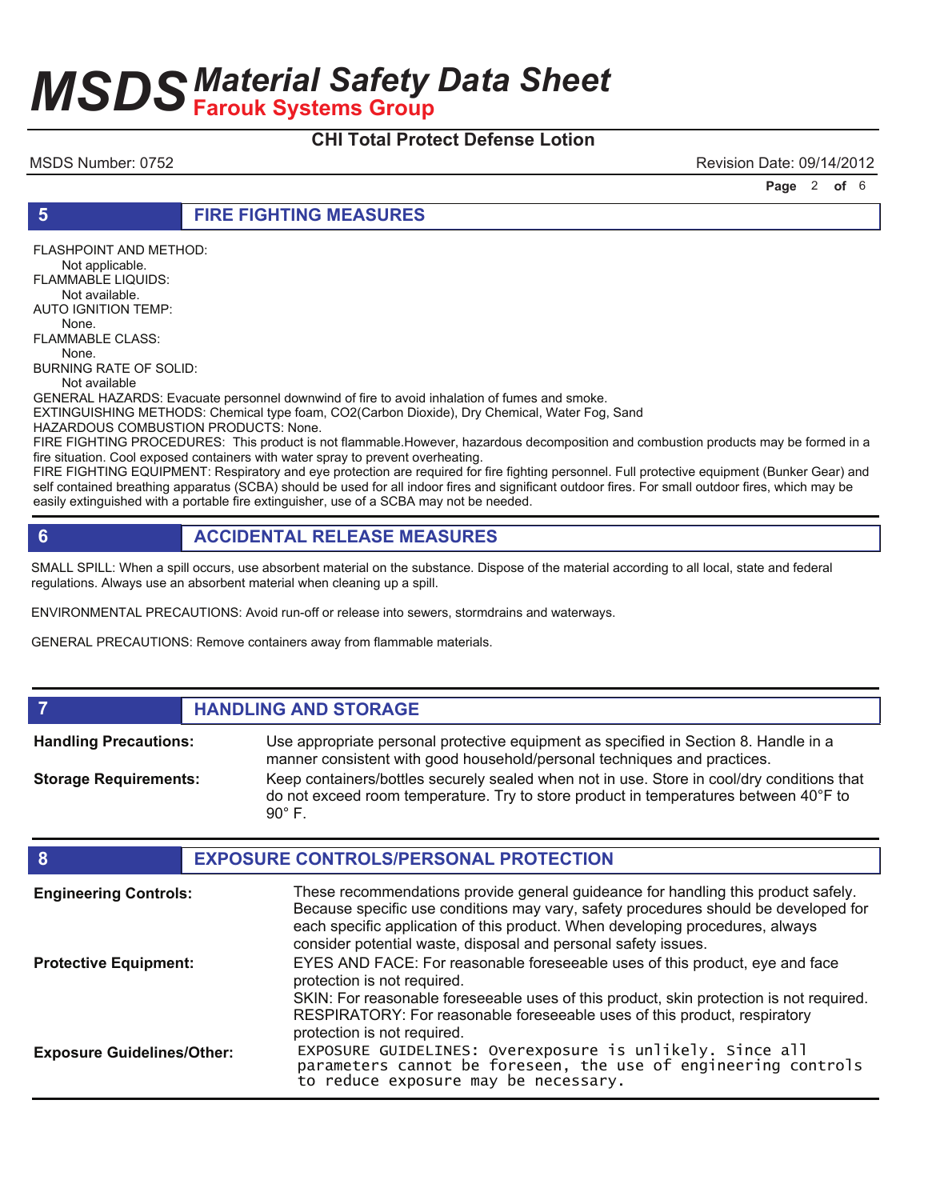## 5 FIRE FIGHTING MEASURES

FLASHPOINT AND METHOD:
Not applicable.
FLAMMABLE LIQUIDS:
Not available.
AUTO IGNITION TEMP:
None.
FLAMMABLE CLASS:
None.
BURNING RATE OF SOLID:
Not available
GENERAL HAZARDS: Evacuate personnel downwind of fire to avoid inhalation of fumes and smoke.
EXTINGUISHING METHODS: Chemical type foam, CO2(Carbon Dioxide), Dry Chemical, Water Fog, Sand
HAZARDOUS COMBUSTION PRODUCTS: None.
FIRE FIGHTING PROCEDURES: This product is not flammable.However, hazardous decomposition and combustion products may be formed in a fire situation. Cool exposed containers with water spray to prevent overheating.
FIRE FIGHTING EQUIPMENT: Respiratory and eye protection are required for fire fighting personnel. Full protective equipment (Bunker Gear) and self contained breathing apparatus (SCBA) should be used for all indoor fires and significant outdoor fires. For small outdoor fires, which may be easily extinguished with a portable fire extinguisher, use of a SCBA may not be needed.

## 6 ACCIDENTAL RELEASE MEASURES

SMALL SPILL: When a spill occurs, use absorbent material on the substance. Dispose of the material according to all local, state and federal regulations. Always use an absorbent material when cleaning up a spill.

ENVIRONMENTAL PRECAUTIONS: Avoid run-off or release into sewers, stormdrains and waterways.

GENERAL PRECAUTIONS: Remove containers away from flammable materials.

## 7 HANDLING AND STORAGE

**Handling Precautions:** Use appropriate personal protective equipment as specified in Section 8. Handle in a manner consistent with good household/personal techniques and practices.

**Storage Requirements:** Keep containers/bottles securely sealed when not in use. Store in cool/dry conditions that do not exceed room temperature. Try to store product in temperatures between 40°F to 90° F.

## 8 EXPOSURE CONTROLS/PERSONAL PROTECTION

**Engineering Controls:** These recommendations provide general guideance for handling this product safely. Because specific use conditions may vary, safety procedures should be developed for each specific application of this product. When developing procedures, always consider potential waste, disposal and personal safety issues.

**Protective Equipment:** EYES AND FACE: For reasonable foreseeable uses of this product, eye and face protection is not required.
SKIN: For reasonable foreseeable uses of this product, skin protection is not required.
RESPIRATORY: For reasonable foreseeable uses of this product, respiratory protection is not required.

**Exposure Guidelines/Other:** EXPOSURE GUIDELINES: Overexposure is unlikely. Since all parameters cannot be foreseen, the use of engineering controls to reduce exposure may be necessary.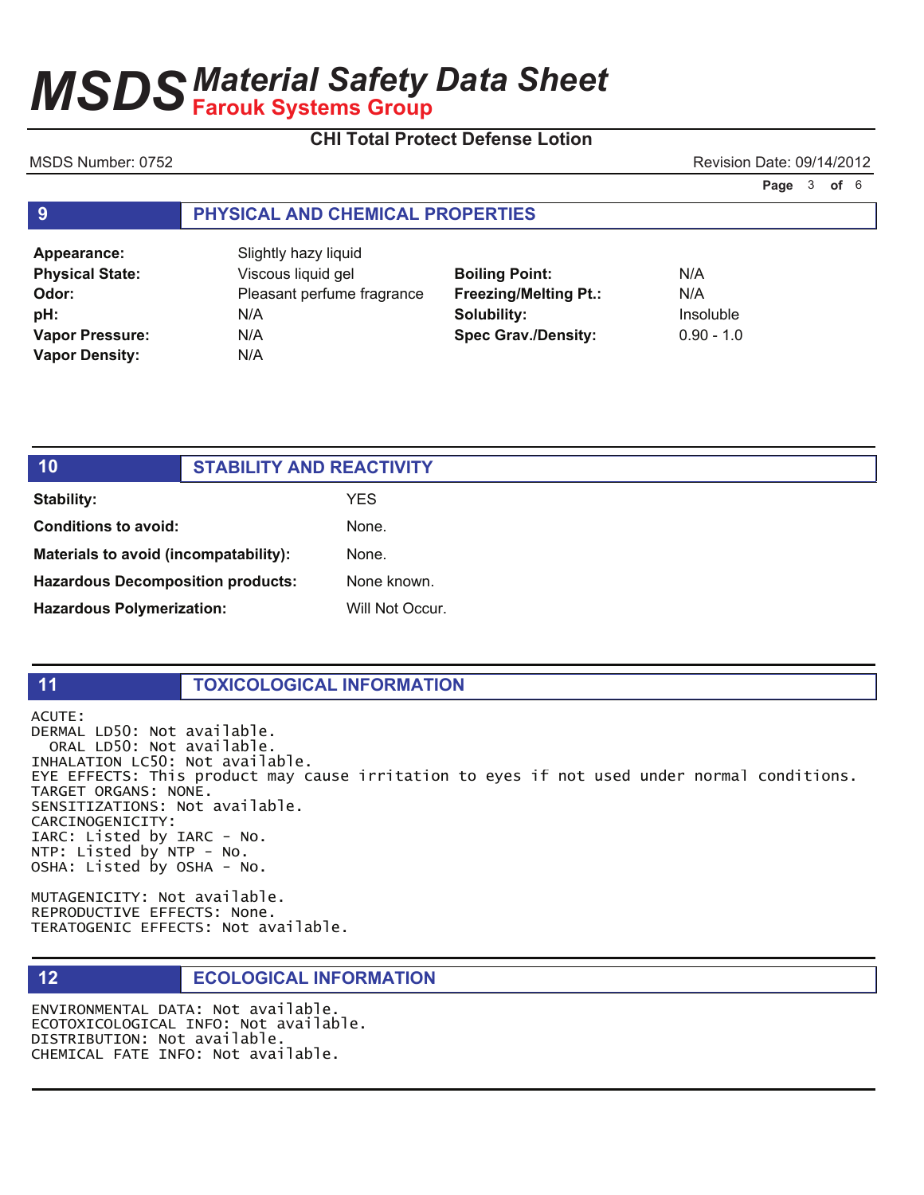## 9 PHYSICAL AND CHEMICAL PROPERTIES

| | | | |
|---|---|---|---|
| **Appearance:** | Slightly hazy liquid | | |
| **Physical State:** | Viscous liquid gel | **Boiling Point:** | N/A |
| **Odor:** | Pleasant perfume fragrance | **Freezing/Melting Pt.:** | N/A |
| **pH:** | N/A | **Solubility:** | Insoluble |
| **Vapor Pressure:** | N/A | **Spec Grav./Density:** | 0.90 - 1.0 |
| **Vapor Density:** | N/A | | |

## 10 STABILITY AND REACTIVITY

| | |
|---|---|
| **Stability:** | YES |
| **Conditions to avoid:** | None. |
| **Materials to avoid (incompatability):** | None. |
| **Hazardous Decomposition products:** | None known. |
| **Hazardous Polymerization:** | Will Not Occur. |

## 11 TOXICOLOGICAL INFORMATION

ACUTE:
DERMAL LD50: Not available.
ORAL LD50: Not available.
INHALATION LC50: Not available.
EYE EFFECTS: This product may cause irritation to eyes if not used under normal conditions.
TARGET ORGANS: NONE.
SENSITIZATIONS: Not available.
CARCINOGENICITY:
IARC: Listed by IARC - No.
NTP: Listed by NTP - No.
OSHA: Listed by OSHA - No.

MUTAGENICITY: Not available.
REPRODUCTIVE EFFECTS: None.
TERATOGENIC EFFECTS: Not available.

## 12 ECOLOGICAL INFORMATION

ENVIRONMENTAL DATA: Not available.
ECOTOXICOLOGICAL INFO: Not available.
DISTRIBUTION: Not available.
CHEMICAL FATE INFO: Not available.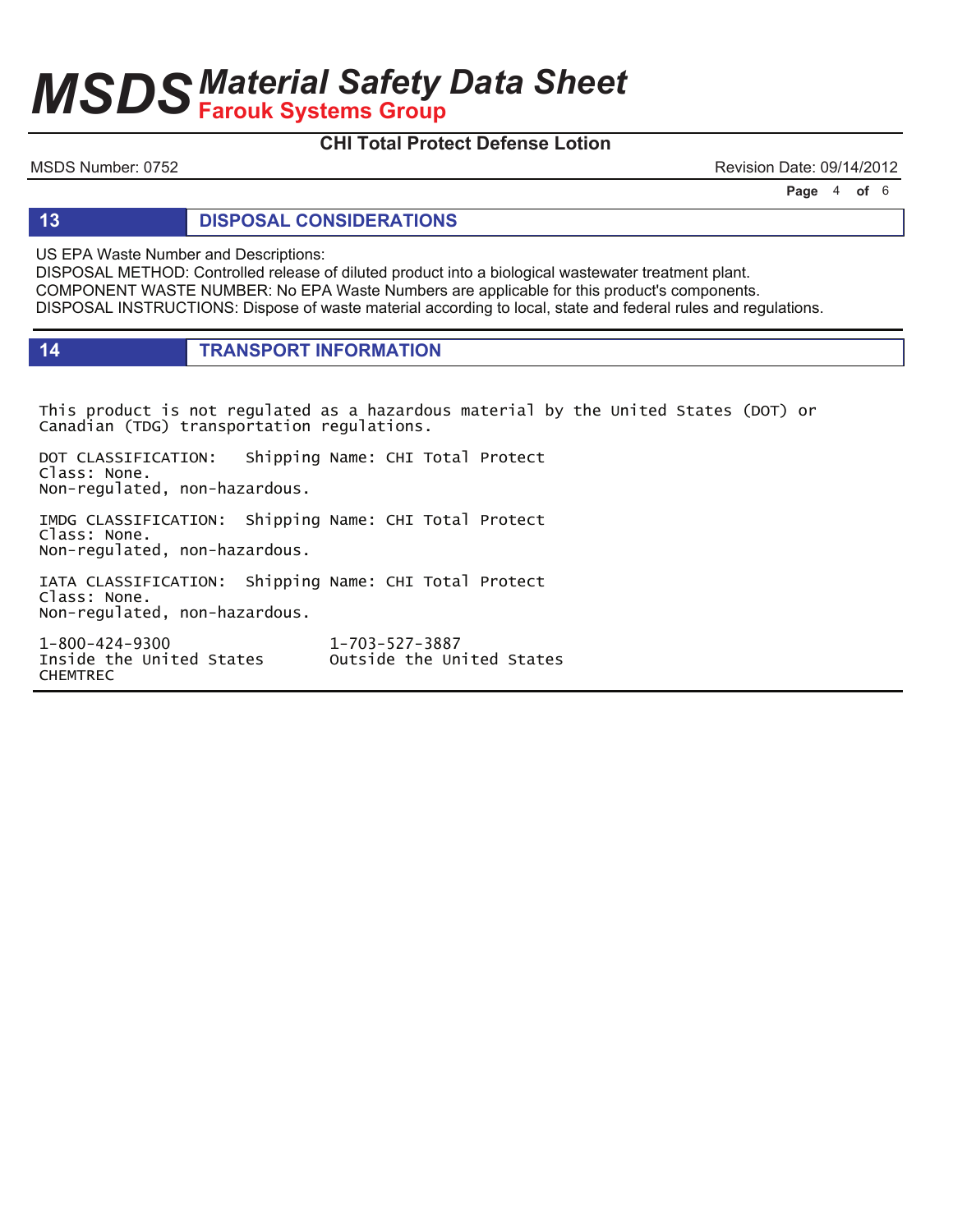## 13 DISPOSAL CONSIDERATIONS

US EPA Waste Number and Descriptions:
DISPOSAL METHOD: Controlled release of diluted product into a biological wastewater treatment plant.
COMPONENT WASTE NUMBER: No EPA Waste Numbers are applicable for this product's components.
DISPOSAL INSTRUCTIONS: Dispose of waste material according to local, state and federal rules and regulations.

## 14 TRANSPORT INFORMATION

This product is not regulated as a hazardous material by the United States (DOT) or Canadian (TDG) transportation regulations.

DOT CLASSIFICATION: Shipping Name: CHI Total Protect
Class: None.
Non-regulated, non-hazardous.

IMDG CLASSIFICATION: Shipping Name: CHI Total Protect
Class: None.
Non-regulated, non-hazardous.

IATA CLASSIFICATION: Shipping Name: CHI Total Protect
Class: None.
Non-regulated, non-hazardous.

1-800-424-9300 Inside the United States
1-703-527-3887 Outside the United States
CHEMTREC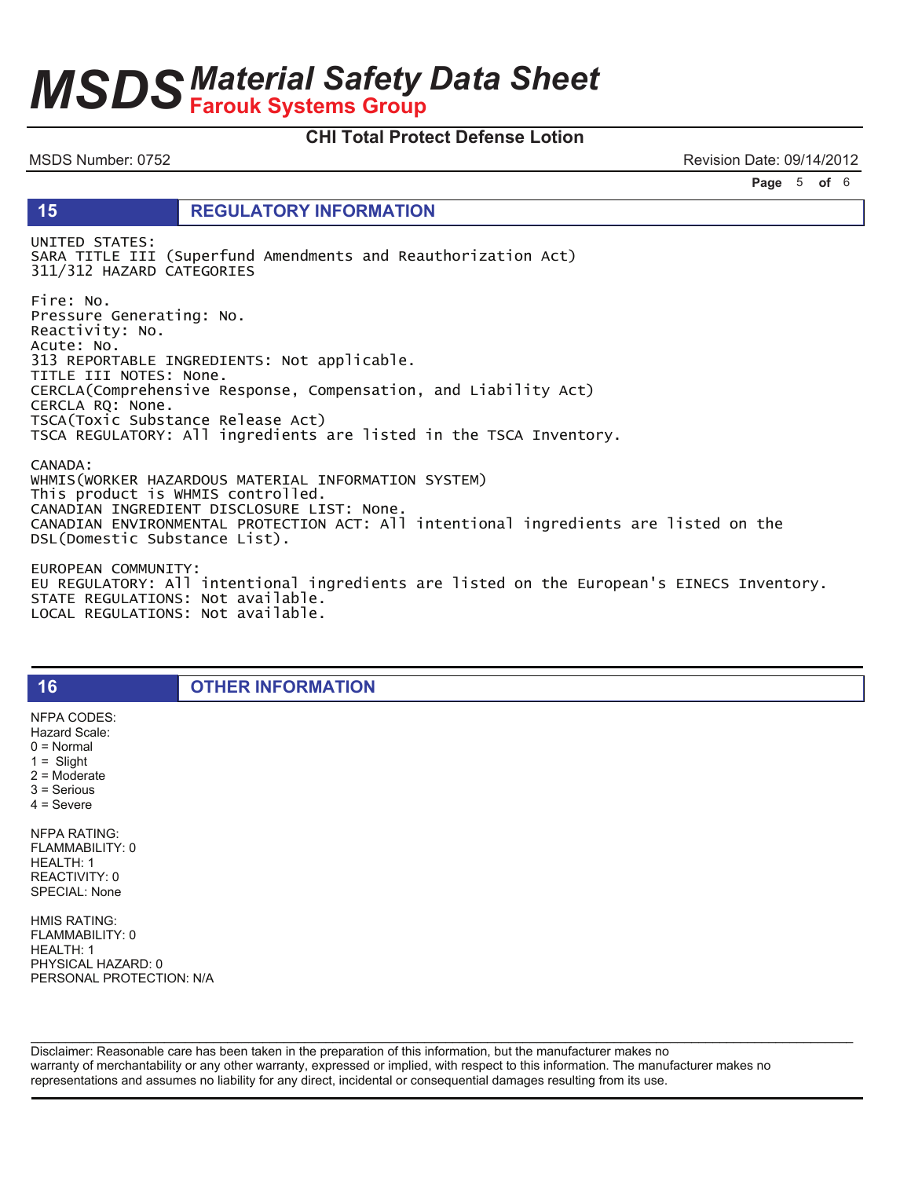## 15 REGULATORY INFORMATION

UNITED STATES:
SARA TITLE III (Superfund Amendments and Reauthorization Act)
311/312 HAZARD CATEGORIES

Fire: No.
Pressure Generating: No.
Reactivity: No.
Acute: No.
313 REPORTABLE INGREDIENTS: Not applicable.
TITLE III NOTES: None.
CERCLA(Comprehensive Response, Compensation, and Liability Act)
CERCLA RQ: None.
TSCA(Toxic Substance Release Act)
TSCA REGULATORY: All ingredients are listed in the TSCA Inventory.

CANADA:
WHMIS(WORKER HAZARDOUS MATERIAL INFORMATION SYSTEM)
This product is WHMIS controlled.
CANADIAN INGREDIENT DISCLOSURE LIST: None.
CANADIAN ENVIRONMENTAL PROTECTION ACT: All intentional ingredients are listed on the DSL(Domestic Substance List).

EUROPEAN COMMUNITY:
EU REGULATORY: All intentional ingredients are listed on the European's EINECS Inventory.
STATE REGULATIONS: Not available.
LOCAL REGULATIONS: Not available.

## 16 OTHER INFORMATION

NFPA CODES:
Hazard Scale:
0 = Normal
1 = Slight
2 = Moderate
3 = Serious
4 = Severe

NFPA RATING:
FLAMMABILITY: 0
HEALTH: 1
REACTIVITY: 0
SPECIAL: None

HMIS RATING:
FLAMMABILITY: 0
HEALTH: 1
PHYSICAL HAZARD: 0
PERSONAL PROTECTION: N/A

Disclaimer: Reasonable care has been taken in the preparation of this information, but the manufacturer makes no warranty of merchantability or any other warranty, expressed or implied, with respect to this information. The manufacturer makes no representations and assumes no liability for any direct, incidental or consequential damages resulting from its use.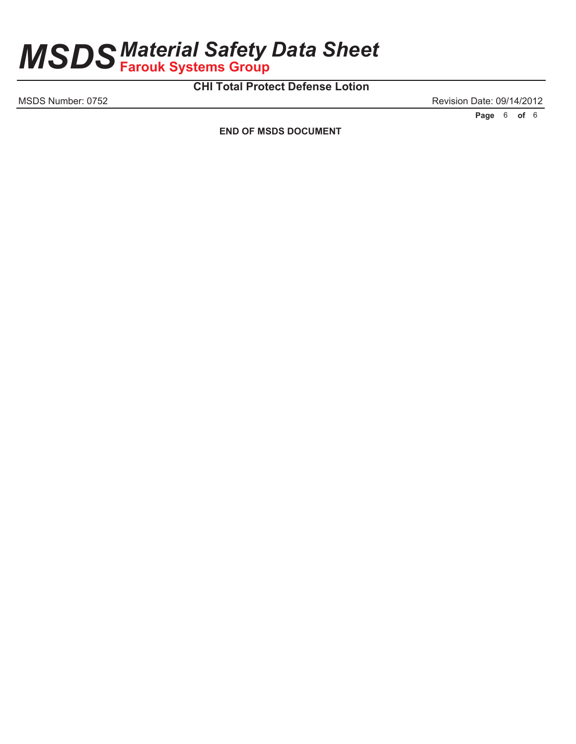**END OF MSDS DOCUMENT**